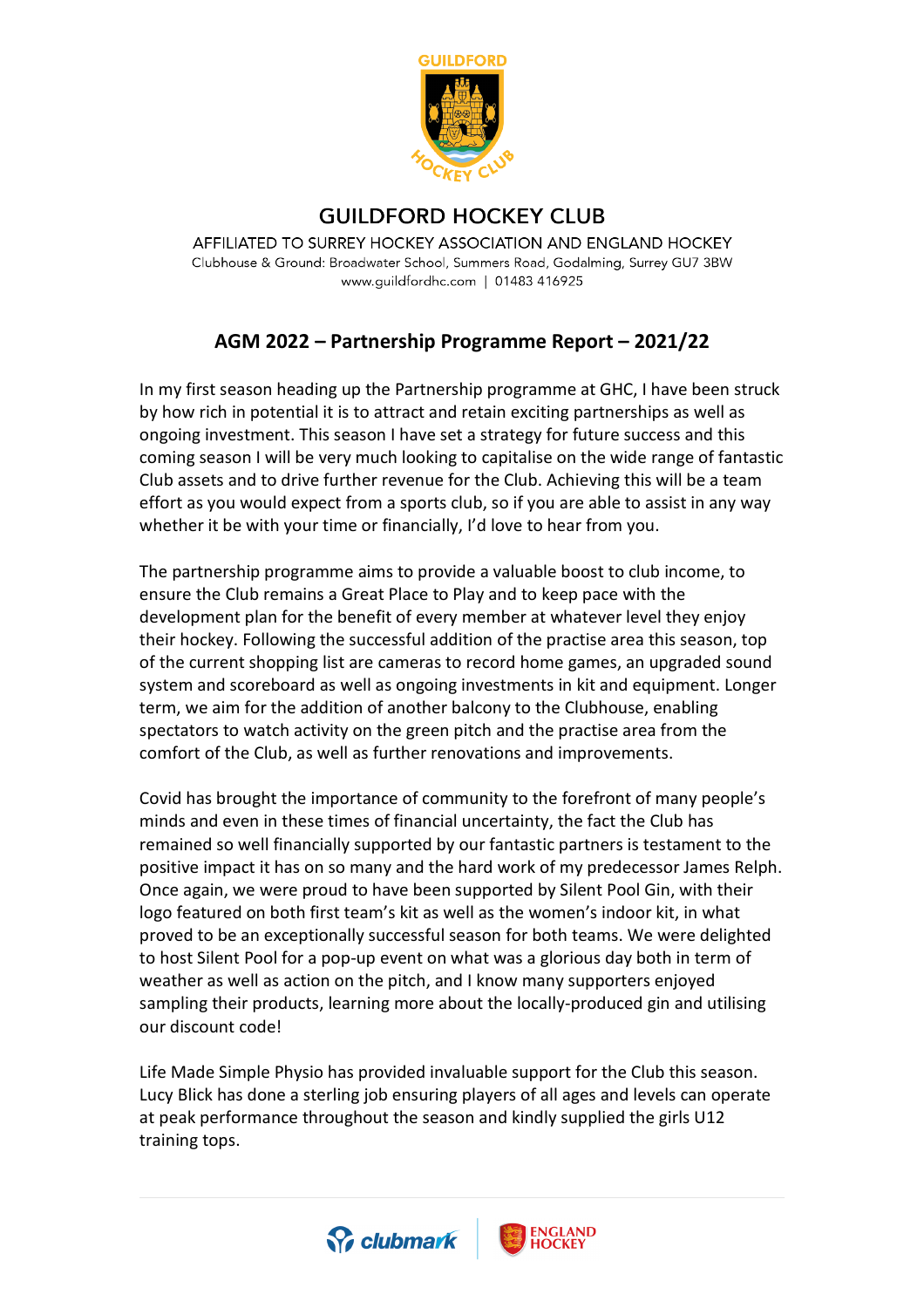# GUILDFORD HOCKEY CLUB

AFFILIATED TO SURREY HOCKEY ASSOCIATION AND ENGLAND HOCKEY

Clubhouse & Ground: Broadwater School, Summers Road, Godalming, Surrey GU7 3BW

www.guildfordhc.com | 01483 416925

## AGM 2022 – Partnership Programme Report – 2021/22

In my first season heading up the Partnership programme at GHC, I have been struck by how rich in potential it is to attract and retain exciting partnerships as well as ongoing investment. This season I have set a strategy for future success and this coming season I will be very much looking to capitalise on the wide range of fantastic Club assets and to drive further revenue for the Club. Achieving this will be a team effort as you would expect from a sports club, so if you are able to assist in any way whether it be with your time or financially, I'd love to hear from you.

The partnership programme aims to provide a valuable boost to club income, to ensure the Club remains a Great Place to Play and to keep pace with the development plan for the benefit of every member at whatever level they enjoy their hockey. Following the successful addition of the practise area this season, top of the current shopping list are cameras to record home games, an upgraded sound system and scoreboard as well as ongoing investments in kit and equipment. Longer term, we aim for the addition of another balcony to the Clubhouse, enabling spectators to watch activity on the green pitch and the practise area from the comfort of the Club, as well as further renovations and improvements.

Covid has brought the importance of community to the forefront of many people's minds and even in these times of financial uncertainty, the fact the Club has remained so well financially supported by our fantastic partners is testament to the positive impact it has on so many and the hard work of my predecessor James Relph. Once again, we were proud to have been supported by Silent Pool Gin, with their logo featured on both first team's kit as well as the women's indoor kit, in what proved to be an exceptionally successful season for both teams. We were delighted to host Silent Pool for a pop-up event on what was a glorious day both in term of weather as well as action on the pitch, and I know many supporters enjoyed sampling their products, learning more about the locally-produced gin and utilising our discount code!

Life Made Simple Physio has provided invaluable support for the Club this season. Lucy Blick has done a sterling job ensuring players of all ages and levels can operate at peak performance throughout the season and kindly supplied the girls U12 training tops.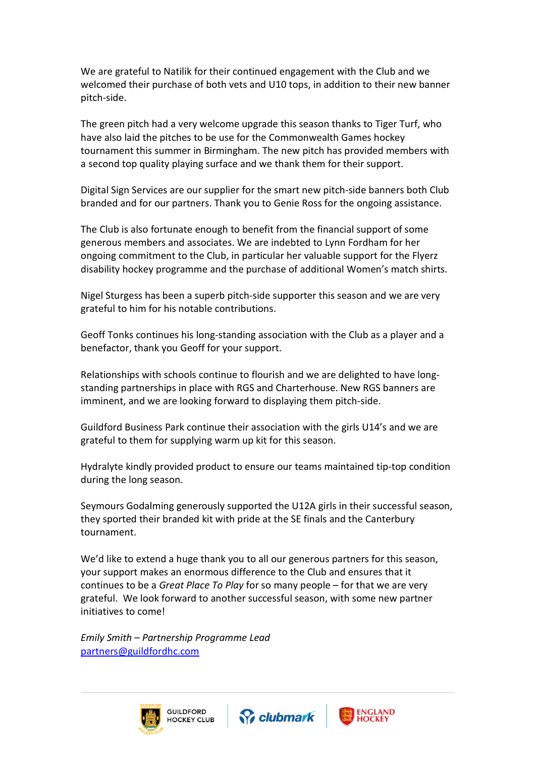We are grateful to Natilik for their continued engagement with the Club and we welcomed their purchase of both vets and U10 tops, in addition to their new banner pitch-side.

The green pitch had a very welcome upgrade this season thanks to Tiger Turf, who have also laid the pitches to be use for the Commonwealth Games hockey tournament this summer in Birmingham. The new pitch has provided members with a second top quality playing surface and we thank them for their support.

Digital Sign Services are our supplier for the smart new pitch-side banners both Club branded and for our partners. Thank you to Genie Ross for the ongoing assistance.

The Club is also fortunate enough to benefit from the financial support of some generous members and associates. We are indebted to Lynn Fordham for her ongoing commitment to the Club, in particular her valuable support for the Flyerz disability hockey programme and the purchase of additional Women's match shirts.

Nigel Sturgess has been a superb pitch-side supporter this season and we are very grateful to him for his notable contributions.

Geoff Tonks continues his long-standing association with the Club as a player and a benefactor, thank you Geoff for your support.

Relationships with schools continue to flourish and we are delighted to have long-standing partnerships in place with RGS and Charterhouse. New RGS banners are imminent, and we are looking forward to displaying them pitch-side.

Guildford Business Park continue their association with the girls U14's and we are grateful to them for supplying warm up kit for this season.

Hydralyte kindly provided product to ensure our teams maintained tip-top condition during the long season.

Seymours Godalming generously supported the U12A girls in their successful season, they sported their branded kit with pride at the SE finals and the Canterbury tournament.

We'd like to extend a huge thank you to all our generous partners for this season, your support makes an enormous difference to the Club and ensures that it continues to be a *Great Place To Play* for so many people – for that we are very grateful. We look forward to another successful season, with some new partner initiatives to come!

*Emily Smith – Partnership Programme Lead*
partners@guildfordhc.com